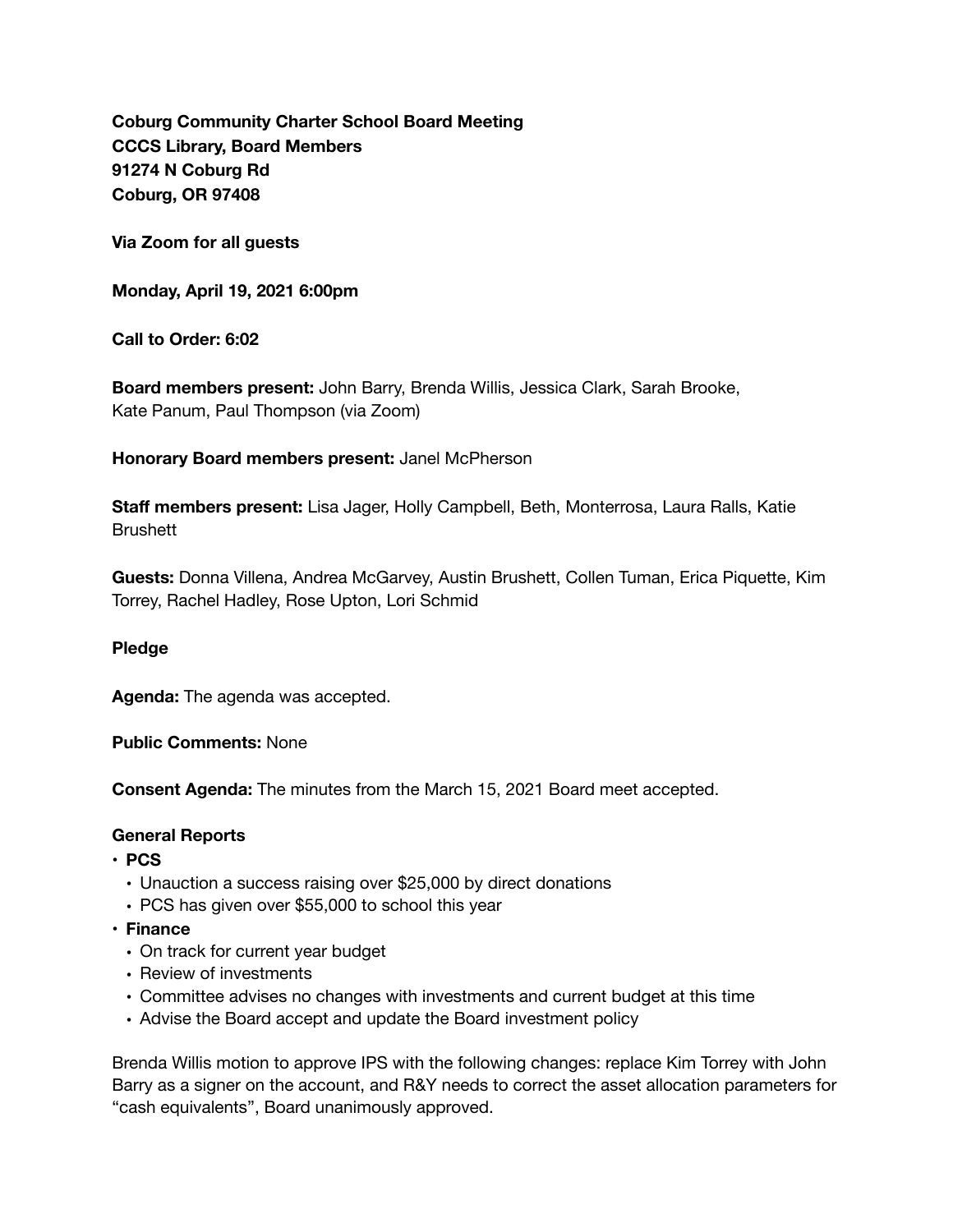**Coburg Community Charter School Board Meeting**
**CCCS Library, Board Members**
**91274 N Coburg Rd**
**Coburg, OR 97408**

**Via Zoom for all guests**

**Monday, April 19, 2021 6:00pm**

**Call to Order: 6:02**

**Board members present:** John Barry, Brenda Willis, Jessica Clark, Sarah Brooke, Kate Panum, Paul Thompson (via Zoom)

**Honorary Board members present:** Janel McPherson

**Staff members present:** Lisa Jager, Holly Campbell, Beth, Monterrosa, Laura Ralls, Katie Brushett

**Guests:** Donna Villena, Andrea McGarvey, Austin Brushett, Collen Tuman, Erica Piquette, Kim Torrey, Rachel Hadley, Rose Upton, Lori Schmid

**Pledge**

**Agenda:** The agenda was accepted.

**Public Comments:** None

**Consent Agenda:** The minutes from the March 15, 2021 Board meet accepted.

**General Reports**

- **PCS**
  - Unauction a success raising over $25,000 by direct donations
  - PCS has given over $55,000 to school this year
- **Finance**
  - On track for current year budget
  - Review of investments
  - Committee advises no changes with investments and current budget at this time
  - Advise the Board accept and update the Board investment policy

Brenda Willis motion to approve IPS with the following changes: replace Kim Torrey with John Barry as a signer on the account, and R&Y needs to correct the asset allocation parameters for "cash equivalents", Board unanimously approved.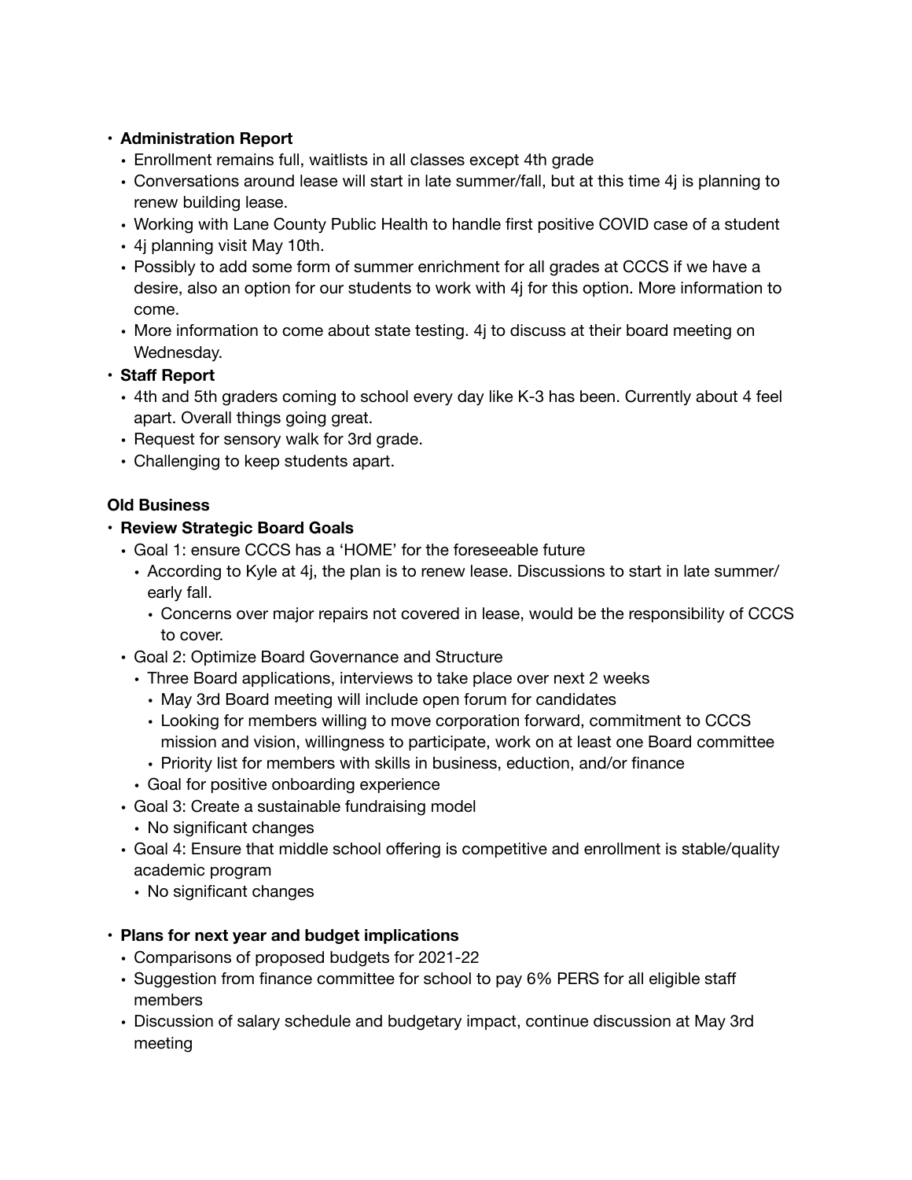- **Administration Report**
  - Enrollment remains full, waitlists in all classes except 4th grade
  - Conversations around lease will start in late summer/fall, but at this time 4j is planning to renew building lease.
  - Working with Lane County Public Health to handle first positive COVID case of a student
  - 4j planning visit May 10th.
  - Possibly to add some form of summer enrichment for all grades at CCCS if we have a desire, also an option for our students to work with 4j for this option. More information to come.
  - More information to come about state testing. 4j to discuss at their board meeting on Wednesday.
- **Staff Report**
  - 4th and 5th graders coming to school every day like K-3 has been. Currently about 4 feel apart. Overall things going great.
  - Request for sensory walk for 3rd grade.
  - Challenging to keep students apart.

**Old Business**

- **Review Strategic Board Goals**
  - Goal 1: ensure CCCS has a 'HOME' for the foreseeable future
    - According to Kyle at 4j, the plan is to renew lease. Discussions to start in late summer/ early fall.
      - Concerns over major repairs not covered in lease, would be the responsibility of CCCS to cover.
  - Goal 2: Optimize Board Governance and Structure
    - Three Board applications, interviews to take place over next 2 weeks
      - May 3rd Board meeting will include open forum for candidates
      - Looking for members willing to move corporation forward, commitment to CCCS mission and vision, willingness to participate, work on at least one Board committee
      - Priority list for members with skills in business, eduction, and/or finance
    - Goal for positive onboarding experience
  - Goal 3: Create a sustainable fundraising model
    - No significant changes
  - Goal 4: Ensure that middle school offering is competitive and enrollment is stable/quality academic program
    - No significant changes

- **Plans for next year and budget implications**
  - Comparisons of proposed budgets for 2021-22
  - Suggestion from finance committee for school to pay 6% PERS for all eligible staff members
  - Discussion of salary schedule and budgetary impact, continue discussion at May 3rd meeting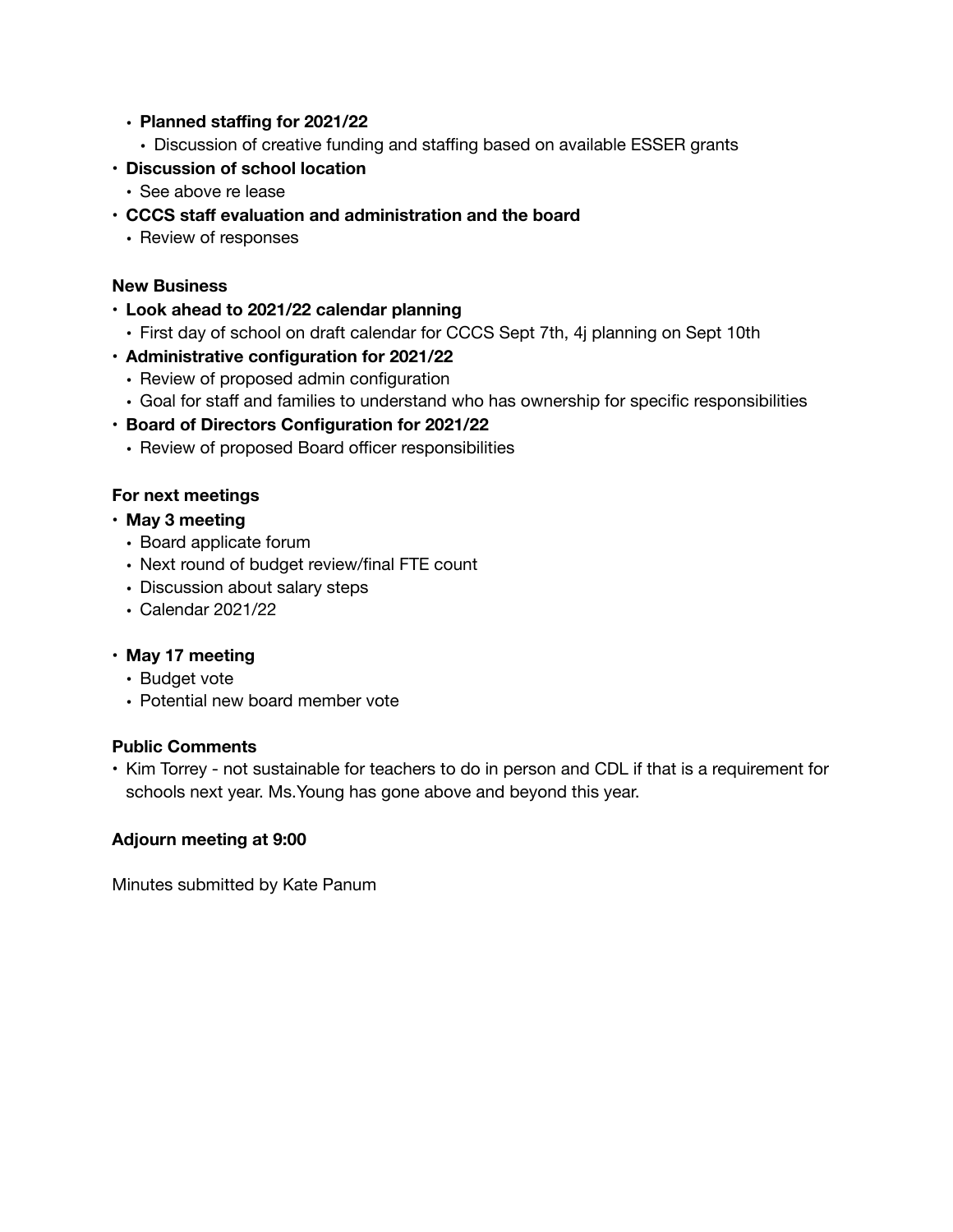- **Planned staffing for 2021/22**
  - Discussion of creative funding and staffing based on available ESSER grants
- **Discussion of school location**
  - See above re lease
- **CCCS staff evaluation and administration and the board**
  - Review of responses

**New Business**

- **Look ahead to 2021/22 calendar planning**
  - First day of school on draft calendar for CCCS Sept 7th, 4j planning on Sept 10th
- **Administrative configuration for 2021/22**
  - Review of proposed admin configuration
  - Goal for staff and families to understand who has ownership for specific responsibilities
- **Board of Directors Configuration for 2021/22**
  - Review of proposed Board officer responsibilities

**For next meetings**

- **May 3 meeting**
  - Board applicate forum
  - Next round of budget review/final FTE count
  - Discussion about salary steps
  - Calendar 2021/22

- **May 17 meeting**
  - Budget vote
  - Potential new board member vote

**Public Comments**

- Kim Torrey - not sustainable for teachers to do in person and CDL if that is a requirement for schools next year. Ms.Young has gone above and beyond this year.

**Adjourn meeting at 9:00**

Minutes submitted by Kate Panum